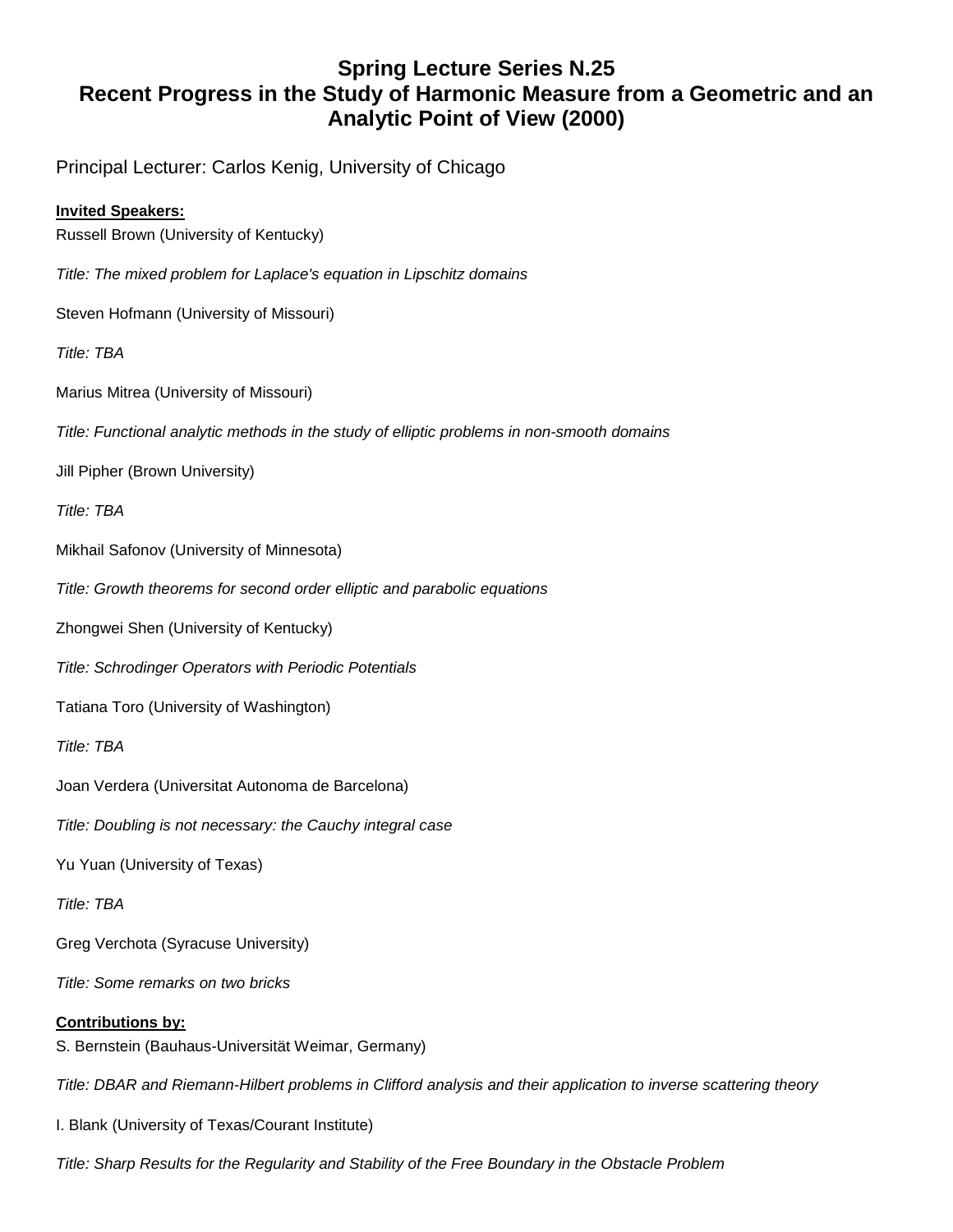# Spring Lecture Series N.25
# Recent Progress in the Study of Harmonic Measure from a Geometric and an Analytic Point of View (2000)

Principal Lecturer: Carlos Kenig, University of Chicago

**Invited Speakers:**

Russell Brown (University of Kentucky)

*Title: The mixed problem for Laplace's equation in Lipschitz domains*

Steven Hofmann (University of Missouri)

*Title: TBA*

Marius Mitrea (University of Missouri)

*Title: Functional analytic methods in the study of elliptic problems in non-smooth domains*

Jill Pipher (Brown University)

*Title: TBA*

Mikhail Safonov (University of Minnesota)

*Title: Growth theorems for second order elliptic and parabolic equations*

Zhongwei Shen (University of Kentucky)

*Title: Schrodinger Operators with Periodic Potentials*

Tatiana Toro (University of Washington)

*Title: TBA*

Joan Verdera (Universitat Autonoma de Barcelona)

*Title: Doubling is not necessary: the Cauchy integral case*

Yu Yuan (University of Texas)

*Title: TBA*

Greg Verchota (Syracuse University)

*Title: Some remarks on two bricks*

**Contributions by:**

S. Bernstein (Bauhaus-Universität Weimar, Germany)

*Title: DBAR and Riemann-Hilbert problems in Clifford analysis and their application to inverse scattering theory*

I. Blank (University of Texas/Courant Institute)

*Title: Sharp Results for the Regularity and Stability of the Free Boundary in the Obstacle Problem*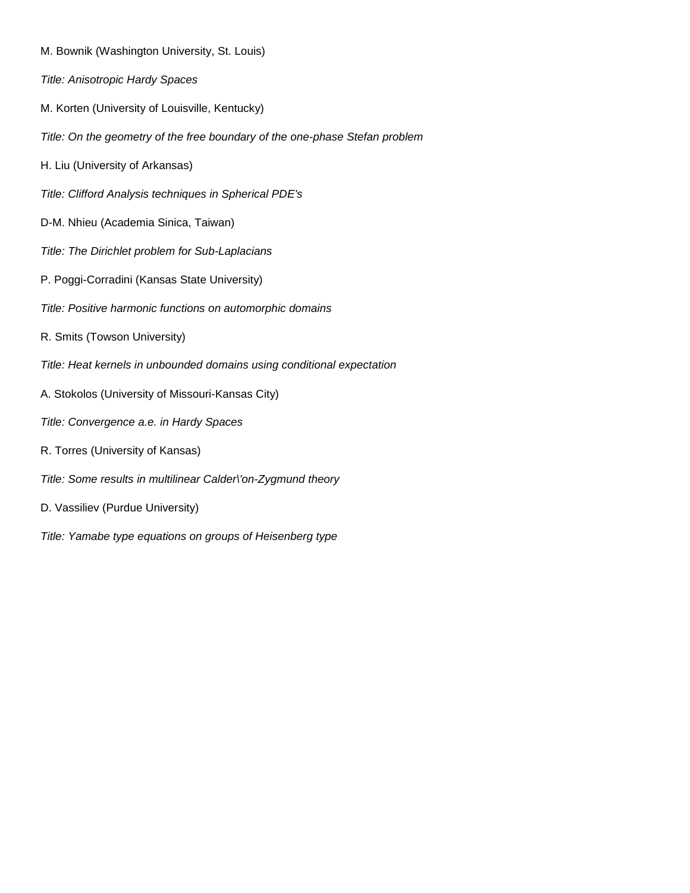M. Bownik (Washington University, St. Louis)

*Title: Anisotropic Hardy Spaces*

M. Korten (University of Louisville, Kentucky)

*Title: On the geometry of the free boundary of the one-phase Stefan problem*

H. Liu (University of Arkansas)

*Title: Clifford Analysis techniques in Spherical PDE's*

D-M. Nhieu (Academia Sinica, Taiwan)

*Title: The Dirichlet problem for Sub-Laplacians*

P. Poggi-Corradini (Kansas State University)

*Title: Positive harmonic functions on automorphic domains*

R. Smits (Towson University)

*Title: Heat kernels in unbounded domains using conditional expectation*

A. Stokolos (University of Missouri-Kansas City)

*Title: Convergence a.e. in Hardy Spaces*

R. Torres (University of Kansas)

*Title: Some results in multilinear Calder\'on-Zygmund theory*

D. Vassiliev (Purdue University)

*Title: Yamabe type equations on groups of Heisenberg type*